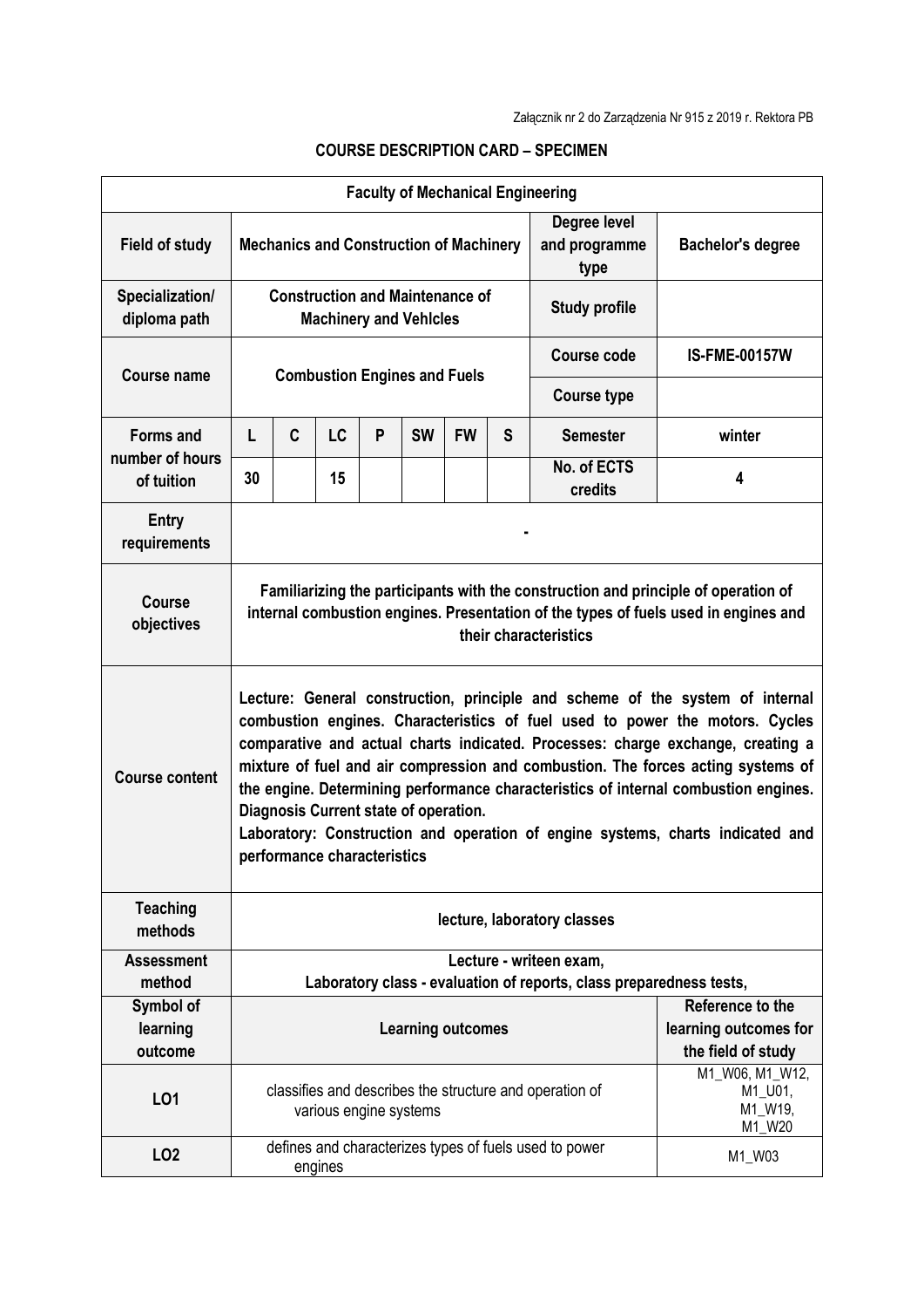Załącznik nr 2 do Zarządzenia Nr 915 z 2019 r. Rektora PB

## COURSE DESCRIPTION CARD – SPECIMEN

| Faculty of Mechanical Engineering | | | | | | | | | |
|---|---|---|---|---|---|---|---|---|---|
| **Field of study** | **Mechanics and Construction of Machinery** | | | | | | | **Degree level and programme type** | **Bachelor's degree** |
| **Specialization/ diploma path** | **Construction and Maintenance of Machinery and VehIcles** | | | | | | | **Study profile** | |
| **Course name** | **Combustion Engines and Fuels** | | | | | | | **Course code** | **IS-FME-00157W** |
| | | | | | | | | **Course type** | |
| **Forms and number of hours of tuition** | **L** | **C** | **LC** | **P** | **SW** | **FW** | **S** | **Semester** | **winter** |
| | **30** | | **15** | | | | | **No. of ECTS credits** | **4** |
| **Entry requirements** | **-** | | | | | | | | |
| **Course objectives** | **Familiarizing the participants with the construction and principle of operation of internal combustion engines. Presentation of the types of fuels used in engines and their characteristics** | | | | | | | | |
| **Course content** | **Lecture: General construction, principle and scheme of the system of internal combustion engines. Characteristics of fuel used to power the motors. Cycles comparative and actual charts indicated. Processes: charge exchange, creating a mixture of fuel and air compression and combustion. The forces acting systems of the engine. Determining performance characteristics of internal combustion engines. Diagnosis Current state of operation.<br>Laboratory: Construction and operation of engine systems, charts indicated and performance characteristics** | | | | | | | | |
| **Teaching methods** | **lecture, laboratory classes** | | | | | | | | |
| **Assessment method** | **Lecture - writeen exam,<br>Laboratory class - evaluation of reports, class preparedness tests,** | | | | | | | | |
| **Symbol of learning outcome** | **Learning outcomes** | | | | | | | | **Reference to the learning outcomes for the field of study** |
| **LO1** | classifies and describes the structure and operation of various engine systems | | | | | | | | M1_W06, M1_W12, M1_U01, M1_W19, M1_W20 |
| **LO2** | defines and characterizes types of fuels used to power engines | | | | | | | | M1_W03 |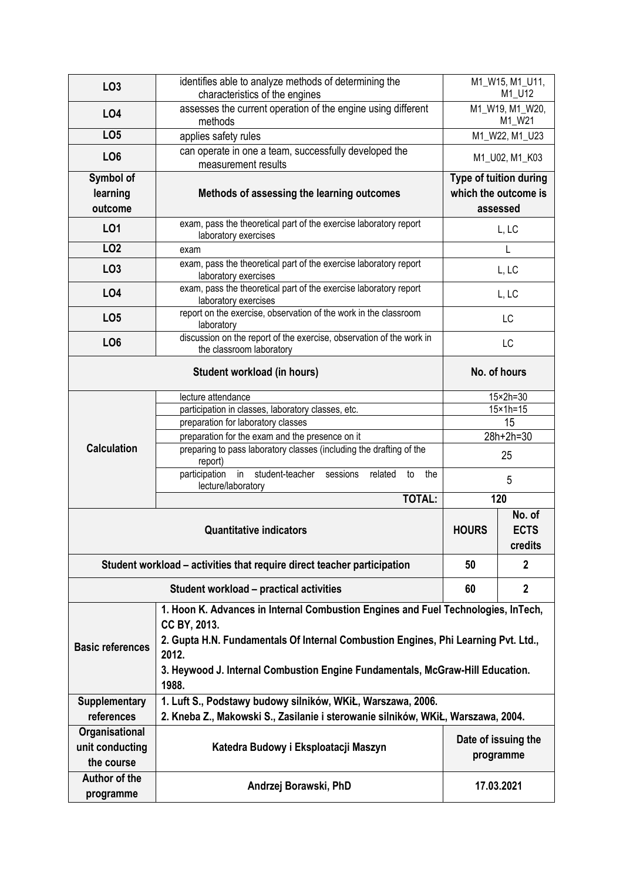| | | |
|---|---|---|
| **LO3** | identifies able to analyze methods of determining the characteristics of the engines | M1_W15, M1_U11, M1_U12 |
| **LO4** | assesses the current operation of the engine using different methods | M1_W19, M1_W20, M1_W21 |
| **LO5** | applies safety rules | M1_W22, M1_U23 |
| **LO6** | can operate in one a team, successfully developed the measurement results | M1_U02, M1_K03 |

| Symbol of learning outcome | Methods of assessing the learning outcomes | Type of tuition during which the outcome is assessed |
|---|---|---|
| **LO1** | exam, pass the theoretical part of the exercise laboratory report laboratory exercises | L, LC |
| **LO2** | exam | L |
| **LO3** | exam, pass the theoretical part of the exercise laboratory report laboratory exercises | L, LC |
| **LO4** | exam, pass the theoretical part of the exercise laboratory report laboratory exercises | L, LC |
| **LO5** | report on the exercise, observation of the work in the classroom laboratory | LC |
| **LO6** | discussion on the report of the exercise, observation of the work in the classroom laboratory | LC |

| Student workload (in hours) | | No. of hours |
|---|---|---|
| **Calculation** | lecture attendance | 15×2h=30 |
| | participation in classes, laboratory classes, etc. | 15×1h=15 |
| | preparation for laboratory classes | 15 |
| | preparation for the exam and the presence on it | 28h+2h=30 |
| | preparing to pass laboratory classes (including the drafting of the report) | 25 |
| | participation in student-teacher sessions related to the lecture/laboratory | 5 |
| | **TOTAL:** | **120** |

| Quantitative indicators | HOURS | No. of ECTS credits |
|---|---|---|
| **Student workload – activities that require direct teacher participation** | **50** | **2** |
| **Student workload – practical activities** | **60** | **2** |

| | |
|---|---|
| **Basic references** | **1. Hoon K. Advances in Internal Combustion Engines and Fuel Technologies, InTech, CC BY, 2013.**<br>**2. Gupta H.N. Fundamentals Of Internal Combustion Engines, Phi Learning Pvt. Ltd., 2012.**<br>**3. Heywood J. Internal Combustion Engine Fundamentals, McGraw-Hill Education. 1988.** |
| **Supplementary references** | **1. Luft S., Podstawy budowy silników, WKiŁ, Warszawa, 2006.**<br>**2. Kneba Z., Makowski S., Zasilanie i sterowanie silników, WKiŁ, Warszawa, 2004.** |

| | | |
|---|---|---|
| **Organisational unit conducting the course** | **Katedra Budowy i Eksploatacji Maszyn** | **Date of issuing the programme** |
| **Author of the programme** | **Andrzej Borawski, PhD** | **17.03.2021** |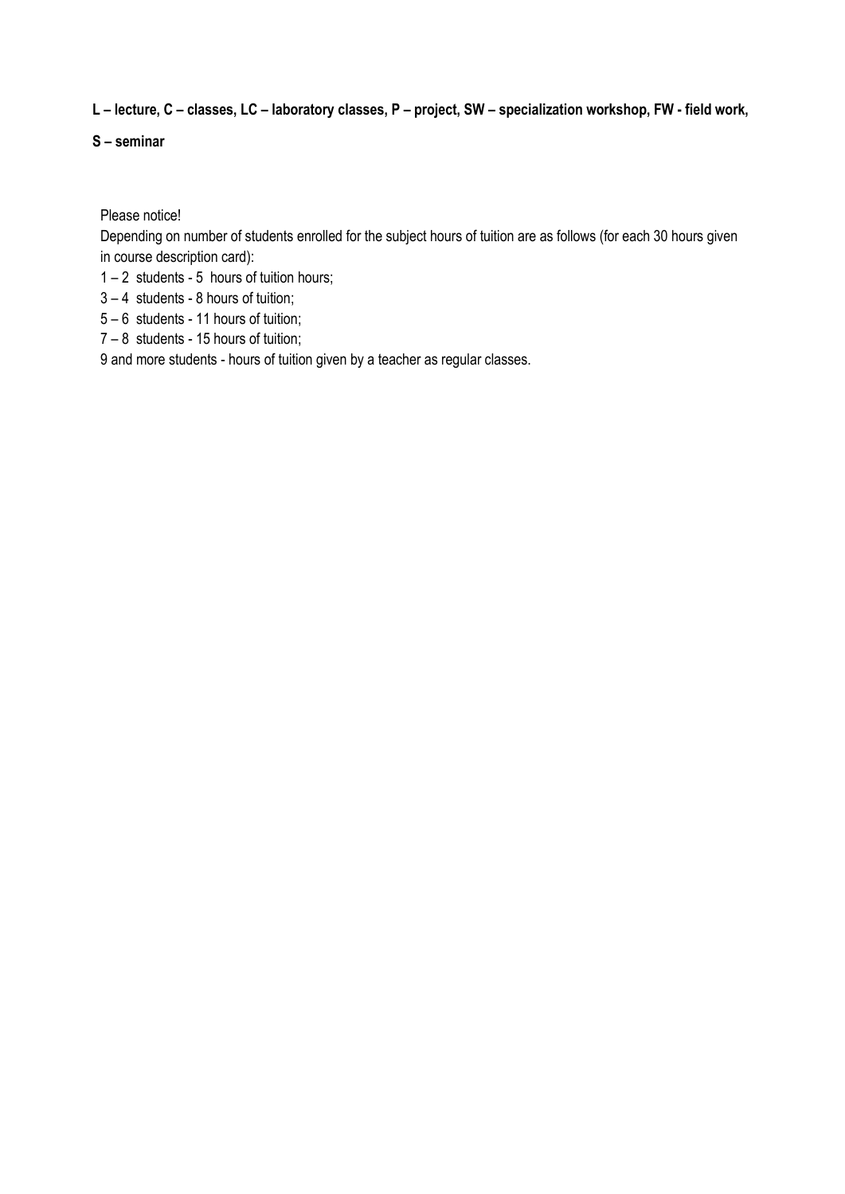**L – lecture, C – classes, LC – laboratory classes, P – project, SW – specialization workshop, FW - field work,**

**S – seminar**

Please notice!

Depending on number of students enrolled for the subject hours of tuition are as follows (for each 30 hours given in course description card):

1 – 2 students - 5 hours of tuition hours;

3 – 4 students - 8 hours of tuition;

5 – 6 students - 11 hours of tuition;

7 – 8 students - 15 hours of tuition;

9 and more students - hours of tuition given by a teacher as regular classes.